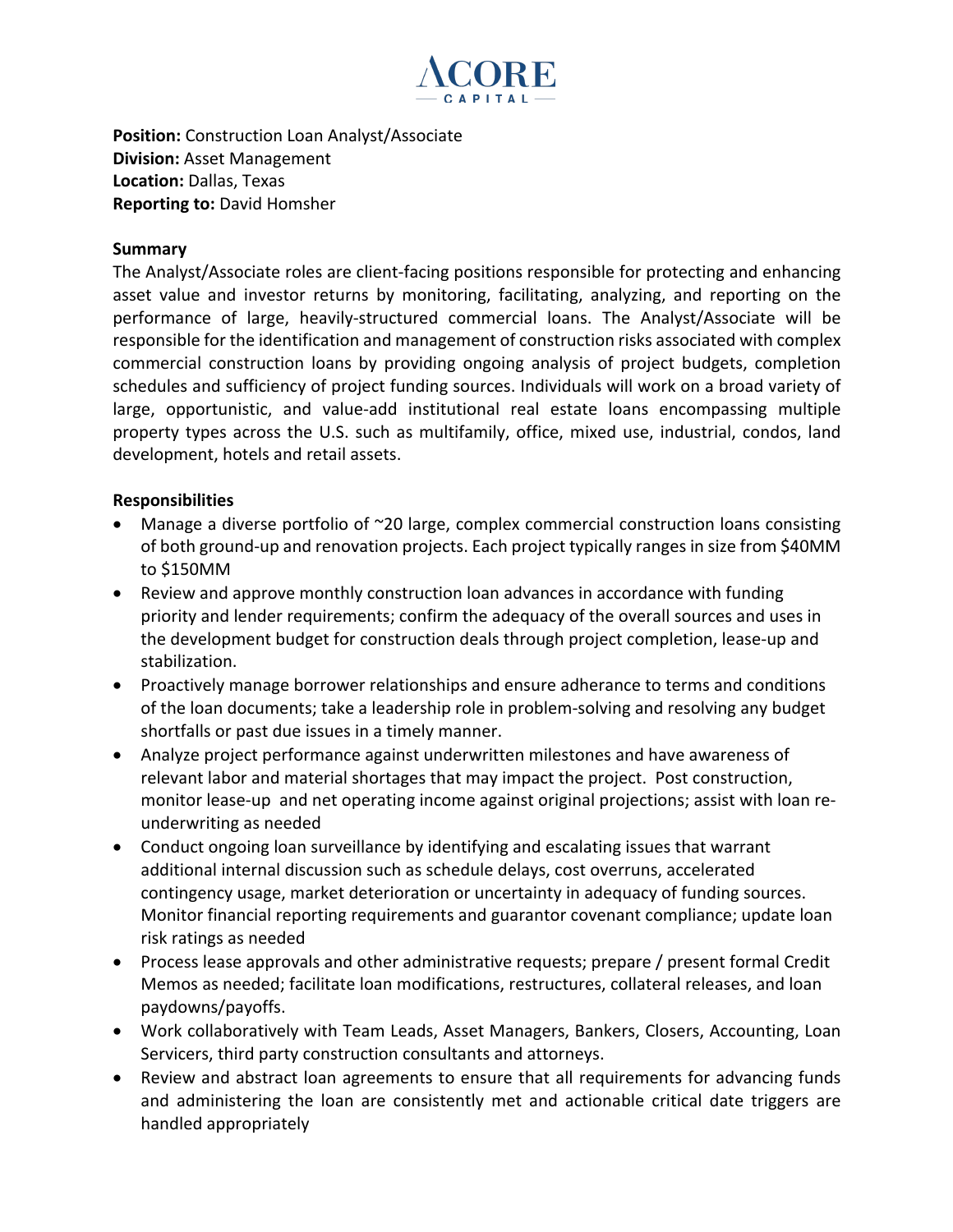ACORE CAPITAL

**Position:** Construction Loan Analyst/Associate
**Division:** Asset Management
**Location:** Dallas, Texas
**Reporting to:** David Homsher

**Summary**

The Analyst/Associate roles are client-facing positions responsible for protecting and enhancing asset value and investor returns by monitoring, facilitating, analyzing, and reporting on the performance of large, heavily-structured commercial loans. The Analyst/Associate will be responsible for the identification and management of construction risks associated with complex commercial construction loans by providing ongoing analysis of project budgets, completion schedules and sufficiency of project funding sources. Individuals will work on a broad variety of large, opportunistic, and value-add institutional real estate loans encompassing multiple property types across the U.S. such as multifamily, office, mixed use, industrial, condos, land development, hotels and retail assets.

**Responsibilities**

- Manage a diverse portfolio of ~20 large, complex commercial construction loans consisting of both ground-up and renovation projects. Each project typically ranges in size from $40MM to $150MM
- Review and approve monthly construction loan advances in accordance with funding priority and lender requirements; confirm the adequacy of the overall sources and uses in the development budget for construction deals through project completion, lease-up and stabilization.
- Proactively manage borrower relationships and ensure adherance to terms and conditions of the loan documents; take a leadership role in problem-solving and resolving any budget shortfalls or past due issues in a timely manner.
- Analyze project performance against underwritten milestones and have awareness of relevant labor and material shortages that may impact the project. Post construction, monitor lease-up and net operating income against original projections; assist with loan re-underwriting as needed
- Conduct ongoing loan surveillance by identifying and escalating issues that warrant additional internal discussion such as schedule delays, cost overruns, accelerated contingency usage, market deterioration or uncertainty in adequacy of funding sources. Monitor financial reporting requirements and guarantor covenant compliance; update loan risk ratings as needed
- Process lease approvals and other administrative requests; prepare / present formal Credit Memos as needed; facilitate loan modifications, restructures, collateral releases, and loan paydowns/payoffs.
- Work collaboratively with Team Leads, Asset Managers, Bankers, Closers, Accounting, Loan Servicers, third party construction consultants and attorneys.
- Review and abstract loan agreements to ensure that all requirements for advancing funds and administering the loan are consistently met and actionable critical date triggers are handled appropriately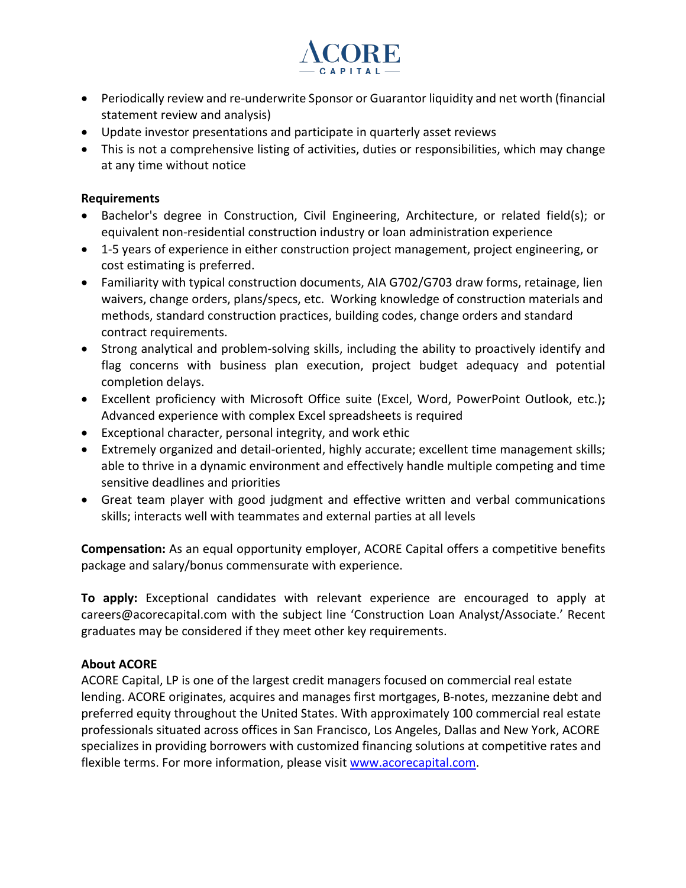- Periodically review and re-underwrite Sponsor or Guarantor liquidity and net worth (financial statement review and analysis)
- Update investor presentations and participate in quarterly asset reviews
- This is not a comprehensive listing of activities, duties or responsibilities, which may change at any time without notice

**Requirements**

- Bachelor's degree in Construction, Civil Engineering, Architecture, or related field(s); or equivalent non-residential construction industry or loan administration experience
- 1-5 years of experience in either construction project management, project engineering, or cost estimating is preferred.
- Familiarity with typical construction documents, AIA G702/G703 draw forms, retainage, lien waivers, change orders, plans/specs, etc. Working knowledge of construction materials and methods, standard construction practices, building codes, change orders and standard contract requirements.
- Strong analytical and problem-solving skills, including the ability to proactively identify and flag concerns with business plan execution, project budget adequacy and potential completion delays.
- Excellent proficiency with Microsoft Office suite (Excel, Word, PowerPoint Outlook, etc.)**;** Advanced experience with complex Excel spreadsheets is required
- Exceptional character, personal integrity, and work ethic
- Extremely organized and detail-oriented, highly accurate; excellent time management skills; able to thrive in a dynamic environment and effectively handle multiple competing and time sensitive deadlines and priorities
- Great team player with good judgment and effective written and verbal communications skills; interacts well with teammates and external parties at all levels

**Compensation:** As an equal opportunity employer, ACORE Capital offers a competitive benefits package and salary/bonus commensurate with experience.

**To apply:** Exceptional candidates with relevant experience are encouraged to apply at careers@acorecapital.com with the subject line 'Construction Loan Analyst/Associate.' Recent graduates may be considered if they meet other key requirements.

**About ACORE**

ACORE Capital, LP is one of the largest credit managers focused on commercial real estate lending. ACORE originates, acquires and manages first mortgages, B-notes, mezzanine debt and preferred equity throughout the United States. With approximately 100 commercial real estate professionals situated across offices in San Francisco, Los Angeles, Dallas and New York, ACORE specializes in providing borrowers with customized financing solutions at competitive rates and flexible terms. For more information, please visit [www.acorecapital.com](www.acorecapital.com).